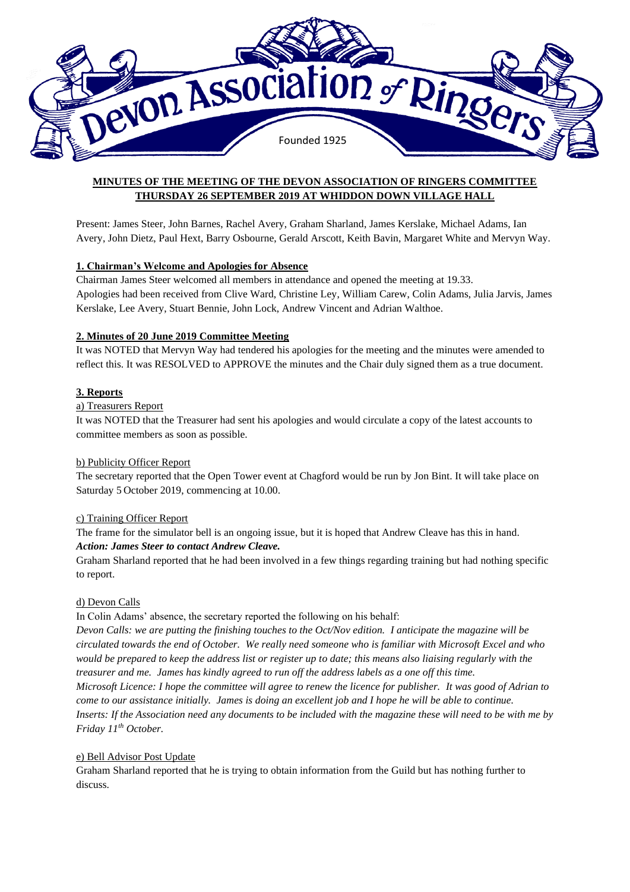# Devon Association of Ringers

Founded 1925

**MINUTES OF THE MEETING OF THE DEVON ASSOCIATION OF RINGERS COMMITTEE THURSDAY 26 SEPTEMBER 2019 AT WHIDDON DOWN VILLAGE HALL**

Present: James Steer, John Barnes, Rachel Avery, Graham Sharland, James Kerslake, Michael Adams, Ian Avery, John Dietz, Paul Hext, Barry Osbourne, Gerald Arscott, Keith Bavin, Margaret White and Mervyn Way.

## 1. Chairman's Welcome and Apologies for Absence

Chairman James Steer welcomed all members in attendance and opened the meeting at 19.33.
Apologies had been received from Clive Ward, Christine Ley, William Carew, Colin Adams, Julia Jarvis, James Kerslake, Lee Avery, Stuart Bennie, John Lock, Andrew Vincent and Adrian Walthoe.

## 2. Minutes of 20 June 2019 Committee Meeting

It was NOTED that Mervyn Way had tendered his apologies for the meeting and the minutes were amended to reflect this. It was RESOLVED to APPROVE the minutes and the Chair duly signed them as a true document.

## 3. Reports

### a) Treasurers Report

It was NOTED that the Treasurer had sent his apologies and would circulate a copy of the latest accounts to committee members as soon as possible.

### b) Publicity Officer Report

The secretary reported that the Open Tower event at Chagford would be run by Jon Bint. It will take place on Saturday 5 October 2019, commencing at 10.00.

### c) Training Officer Report

The frame for the simulator bell is an ongoing issue, but it is hoped that Andrew Cleave has this in hand.
***Action: James Steer to contact Andrew Cleave.***
Graham Sharland reported that he had been involved in a few things regarding training but had nothing specific to report.

### d) Devon Calls

In Colin Adams' absence, the secretary reported the following on his behalf:
*Devon Calls: we are putting the finishing touches to the Oct/Nov edition. I anticipate the magazine will be circulated towards the end of October. We really need someone who is familiar with Microsoft Excel and who would be prepared to keep the address list or register up to date; this means also liaising regularly with the treasurer and me. James has kindly agreed to run off the address labels as a one off this time.*
*Microsoft Licence: I hope the committee will agree to renew the licence for publisher. It was good of Adrian to come to our assistance initially. James is doing an excellent job and I hope he will be able to continue.*
*Inserts: If the Association need any documents to be included with the magazine these will need to be with me by Friday 11th October.*

### e) Bell Advisor Post Update

Graham Sharland reported that he is trying to obtain information from the Guild but has nothing further to discuss.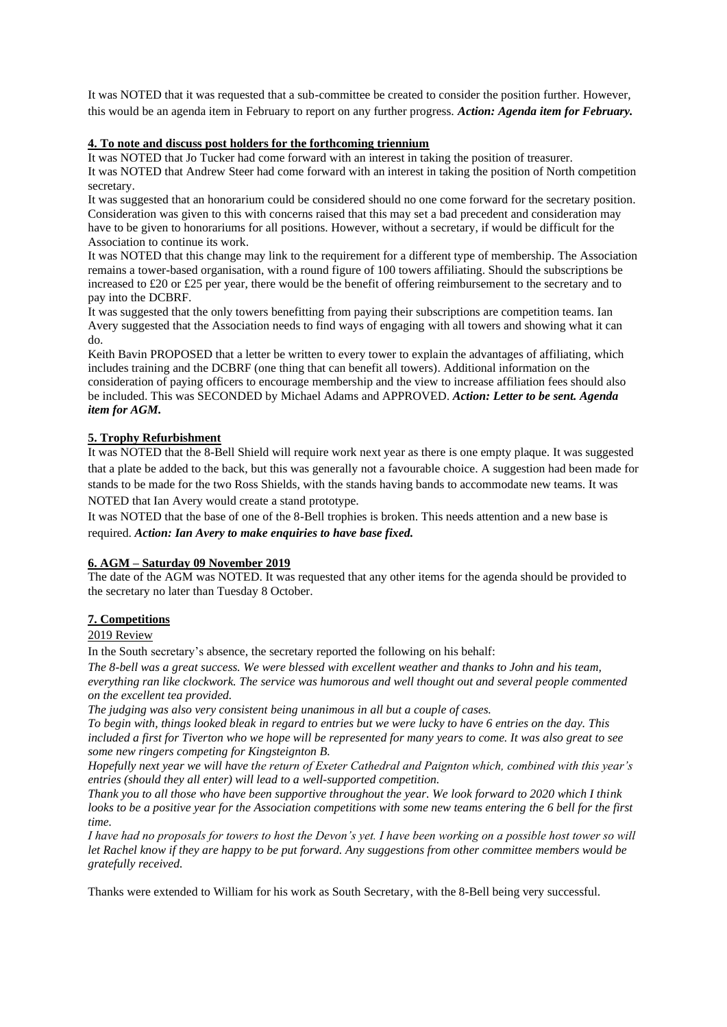It was NOTED that it was requested that a sub-committee be created to consider the position further. However, this would be an agenda item in February to report on any further progress. ***Action: Agenda item for February.***

**4. To note and discuss post holders for the forthcoming triennium**

It was NOTED that Jo Tucker had come forward with an interest in taking the position of treasurer.
It was NOTED that Andrew Steer had come forward with an interest in taking the position of North competition secretary.
It was suggested that an honorarium could be considered should no one come forward for the secretary position. Consideration was given to this with concerns raised that this may set a bad precedent and consideration may have to be given to honorariums for all positions. However, without a secretary, if would be difficult for the Association to continue its work.
It was NOTED that this change may link to the requirement for a different type of membership. The Association remains a tower-based organisation, with a round figure of 100 towers affiliating. Should the subscriptions be increased to £20 or £25 per year, there would be the benefit of offering reimbursement to the secretary and to pay into the DCBRF.
It was suggested that the only towers benefitting from paying their subscriptions are competition teams. Ian Avery suggested that the Association needs to find ways of engaging with all towers and showing what it can do.
Keith Bavin PROPOSED that a letter be written to every tower to explain the advantages of affiliating, which includes training and the DCBRF (one thing that can benefit all towers). Additional information on the consideration of paying officers to encourage membership and the view to increase affiliation fees should also be included. This was SECONDED by Michael Adams and APPROVED. ***Action: Letter to be sent. Agenda item for AGM.***

**5. Trophy Refurbishment**

It was NOTED that the 8-Bell Shield will require work next year as there is one empty plaque. It was suggested that a plate be added to the back, but this was generally not a favourable choice. A suggestion had been made for stands to be made for the two Ross Shields, with the stands having bands to accommodate new teams. It was NOTED that Ian Avery would create a stand prototype.
It was NOTED that the base of one of the 8-Bell trophies is broken. This needs attention and a new base is required. ***Action: Ian Avery to make enquiries to have base fixed.***

**6. AGM – Saturday 09 November 2019**

The date of the AGM was NOTED. It was requested that any other items for the agenda should be provided to the secretary no later than Tuesday 8 October.

**7. Competitions**

2019 Review

In the South secretary's absence, the secretary reported the following on his behalf:

*The 8-bell was a great success. We were blessed with excellent weather and thanks to John and his team, everything ran like clockwork. The service was humorous and well thought out and several people commented on the excellent tea provided.*

*The judging was also very consistent being unanimous in all but a couple of cases.*

*To begin with, things looked bleak in regard to entries but we were lucky to have 6 entries on the day. This included a first for Tiverton who we hope will be represented for many years to come. It was also great to see some new ringers competing for Kingsteignton B.*

*Hopefully next year we will have the return of Exeter Cathedral and Paignton which, combined with this year's entries (should they all enter) will lead to a well-supported competition.*

*Thank you to all those who have been supportive throughout the year. We look forward to 2020 which I think looks to be a positive year for the Association competitions with some new teams entering the 6 bell for the first time.*

*I have had no proposals for towers to host the Devon's yet. I have been working on a possible host tower so will let Rachel know if they are happy to be put forward. Any suggestions from other committee members would be gratefully received.*

Thanks were extended to William for his work as South Secretary, with the 8-Bell being very successful.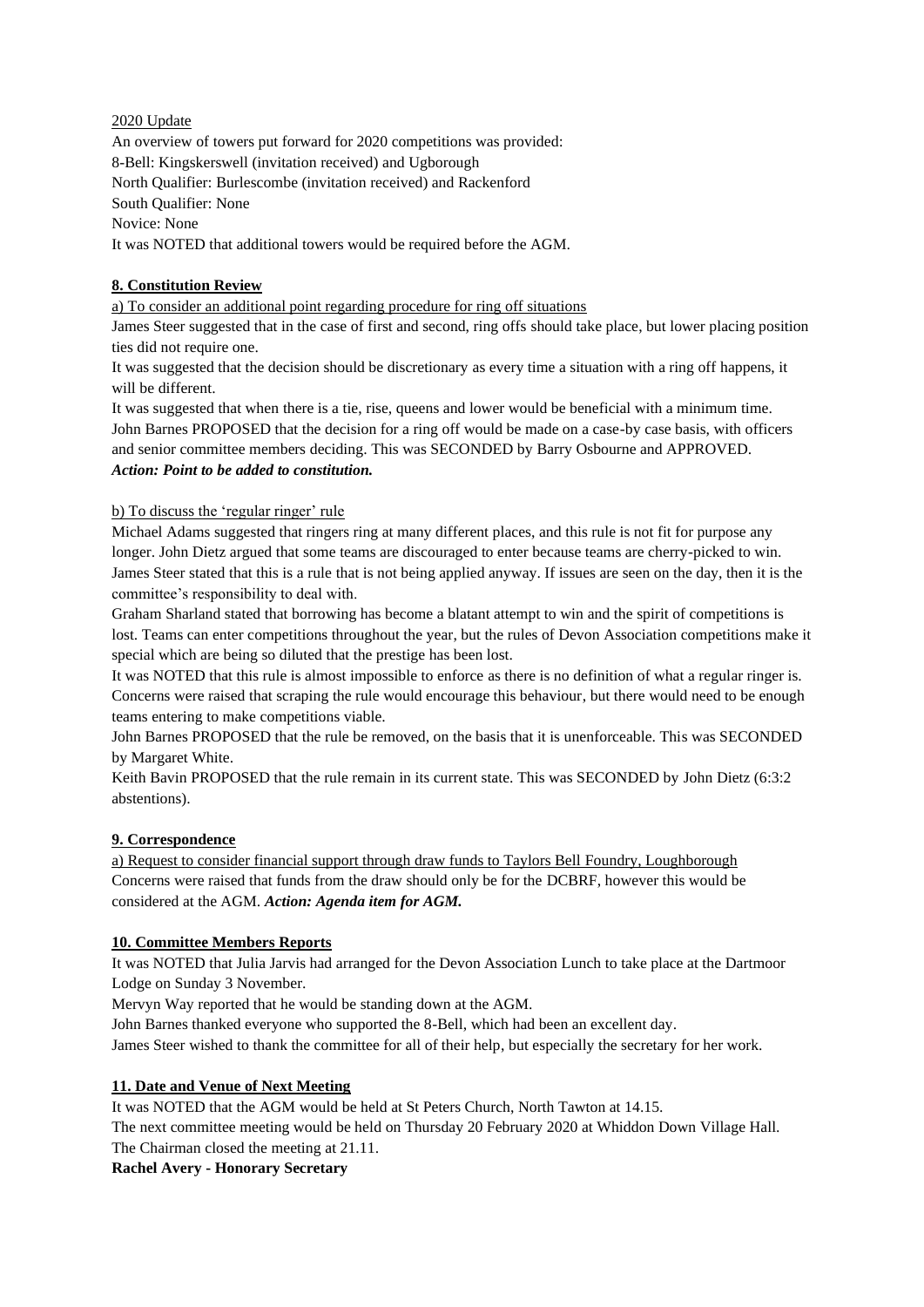2020 Update

An overview of towers put forward for 2020 competitions was provided:
8-Bell: Kingskerswell (invitation received) and Ugborough
North Qualifier: Burlescombe (invitation received) and Rackenford
South Qualifier: None
Novice: None
It was NOTED that additional towers would be required before the AGM.

## 8. Constitution Review

a) To consider an additional point regarding procedure for ring off situations

James Steer suggested that in the case of first and second, ring offs should take place, but lower placing position ties did not require one.

It was suggested that the decision should be discretionary as every time a situation with a ring off happens, it will be different.

It was suggested that when there is a tie, rise, queens and lower would be beneficial with a minimum time.

John Barnes PROPOSED that the decision for a ring off would be made on a case-by case basis, with officers and senior committee members deciding. This was SECONDED by Barry Osbourne and APPROVED.

***Action: Point to be added to constitution.***

b) To discuss the 'regular ringer' rule

Michael Adams suggested that ringers ring at many different places, and this rule is not fit for purpose any longer. John Dietz argued that some teams are discouraged to enter because teams are cherry-picked to win. James Steer stated that this is a rule that is not being applied anyway. If issues are seen on the day, then it is the committee's responsibility to deal with.

Graham Sharland stated that borrowing has become a blatant attempt to win and the spirit of competitions is lost. Teams can enter competitions throughout the year, but the rules of Devon Association competitions make it special which are being so diluted that the prestige has been lost.

It was NOTED that this rule is almost impossible to enforce as there is no definition of what a regular ringer is. Concerns were raised that scraping the rule would encourage this behaviour, but there would need to be enough teams entering to make competitions viable.

John Barnes PROPOSED that the rule be removed, on the basis that it is unenforceable. This was SECONDED by Margaret White.

Keith Bavin PROPOSED that the rule remain in its current state. This was SECONDED by John Dietz (6:3:2 abstentions).

## 9. Correspondence

a) Request to consider financial support through draw funds to Taylors Bell Foundry, Loughborough

Concerns were raised that funds from the draw should only be for the DCBRF, however this would be considered at the AGM. ***Action: Agenda item for AGM.***

## 10. Committee Members Reports

It was NOTED that Julia Jarvis had arranged for the Devon Association Lunch to take place at the Dartmoor Lodge on Sunday 3 November.

Mervyn Way reported that he would be standing down at the AGM.

John Barnes thanked everyone who supported the 8-Bell, which had been an excellent day.

James Steer wished to thank the committee for all of their help, but especially the secretary for her work.

## 11. Date and Venue of Next Meeting

It was NOTED that the AGM would be held at St Peters Church, North Tawton at 14.15.

The next committee meeting would be held on Thursday 20 February 2020 at Whiddon Down Village Hall.

The Chairman closed the meeting at 21.11.

**Rachel Avery - Honorary Secretary**